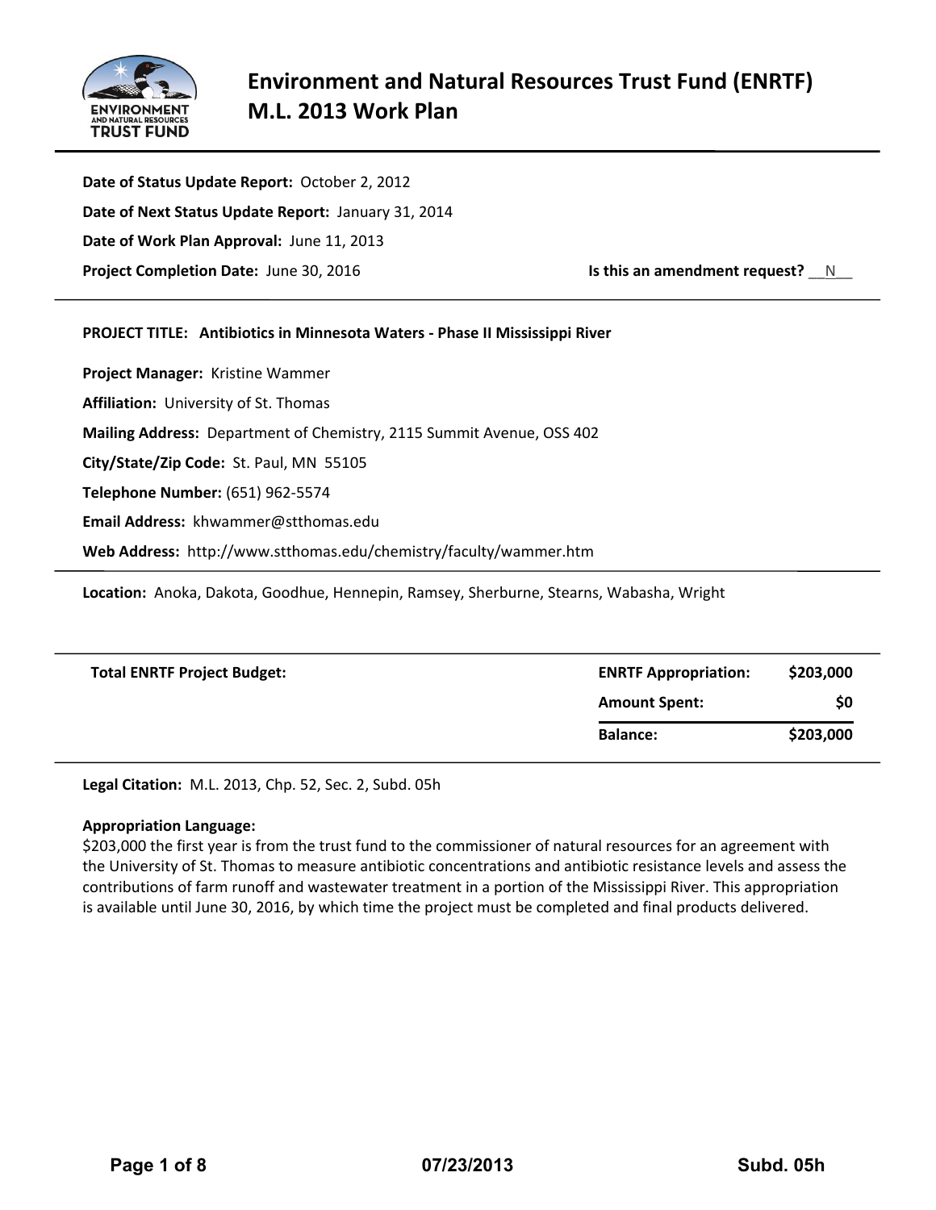# Environment and Natural Resources Trust Fund (ENRTF) M.L. 2013 Work Plan

**Date of Status Update Report:** October 2, 2012

**Date of Next Status Update Report:** January 31, 2014

**Date of Work Plan Approval:** June 11, 2013

**Project Completion Date:** June 30, 2016

**Is this an amendment request?** __N__

---

**PROJECT TITLE: Antibiotics in Minnesota Waters - Phase II Mississippi River**

**Project Manager:** Kristine Wammer

**Affiliation:** University of St. Thomas

**Mailing Address:** Department of Chemistry, 2115 Summit Avenue, OSS 402

**City/State/Zip Code:** St. Paul, MN 55105

**Telephone Number:** (651) 962-5574

**Email Address:** khwammer@stthomas.edu

**Web Address:** http://www.stthomas.edu/chemistry/faculty/wammer.htm

---

**Location:** Anoka, Dakota, Goodhue, Hennepin, Ramsey, Sherburne, Stearns, Wabasha, Wright

---

| **Total ENRTF Project Budget:** | **ENRTF Appropriation:** | **$203,000** |
|---|---|---|
| | **Amount Spent:** | **$0** |
| | **Balance:** | **$203,000** |

---

**Legal Citation:** M.L. 2013, Chp. 52, Sec. 2, Subd. 05h

**Appropriation Language:**
$203,000 the first year is from the trust fund to the commissioner of natural resources for an agreement with the University of St. Thomas to measure antibiotic concentrations and antibiotic resistance levels and assess the contributions of farm runoff and wastewater treatment in a portion of the Mississippi River. This appropriation is available until June 30, 2016, by which time the project must be completed and final products delivered.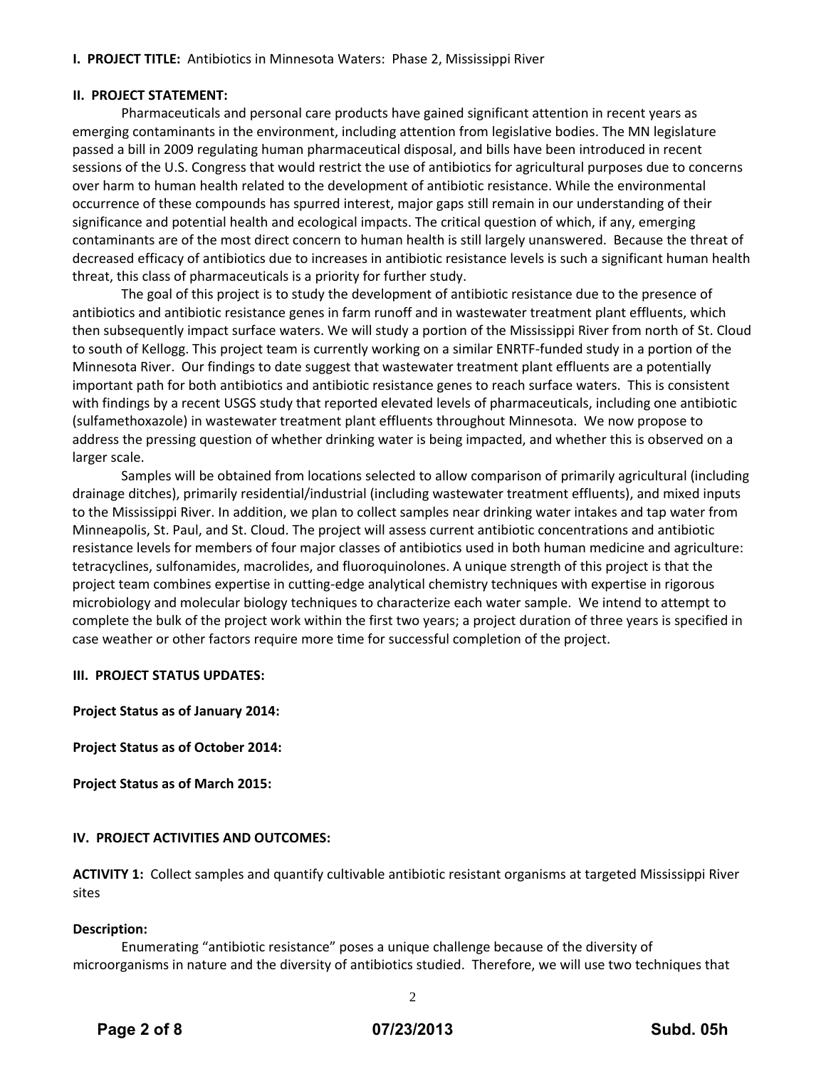**I. PROJECT TITLE:** Antibiotics in Minnesota Waters: Phase 2, Mississippi River

**II. PROJECT STATEMENT:**

Pharmaceuticals and personal care products have gained significant attention in recent years as emerging contaminants in the environment, including attention from legislative bodies. The MN legislature passed a bill in 2009 regulating human pharmaceutical disposal, and bills have been introduced in recent sessions of the U.S. Congress that would restrict the use of antibiotics for agricultural purposes due to concerns over harm to human health related to the development of antibiotic resistance. While the environmental occurrence of these compounds has spurred interest, major gaps still remain in our understanding of their significance and potential health and ecological impacts. The critical question of which, if any, emerging contaminants are of the most direct concern to human health is still largely unanswered. Because the threat of decreased efficacy of antibiotics due to increases in antibiotic resistance levels is such a significant human health threat, this class of pharmaceuticals is a priority for further study.

The goal of this project is to study the development of antibiotic resistance due to the presence of antibiotics and antibiotic resistance genes in farm runoff and in wastewater treatment plant effluents, which then subsequently impact surface waters. We will study a portion of the Mississippi River from north of St. Cloud to south of Kellogg. This project team is currently working on a similar ENRTF-funded study in a portion of the Minnesota River. Our findings to date suggest that wastewater treatment plant effluents are a potentially important path for both antibiotics and antibiotic resistance genes to reach surface waters. This is consistent with findings by a recent USGS study that reported elevated levels of pharmaceuticals, including one antibiotic (sulfamethoxazole) in wastewater treatment plant effluents throughout Minnesota. We now propose to address the pressing question of whether drinking water is being impacted, and whether this is observed on a larger scale.

Samples will be obtained from locations selected to allow comparison of primarily agricultural (including drainage ditches), primarily residential/industrial (including wastewater treatment effluents), and mixed inputs to the Mississippi River. In addition, we plan to collect samples near drinking water intakes and tap water from Minneapolis, St. Paul, and St. Cloud. The project will assess current antibiotic concentrations and antibiotic resistance levels for members of four major classes of antibiotics used in both human medicine and agriculture: tetracyclines, sulfonamides, macrolides, and fluoroquinolones. A unique strength of this project is that the project team combines expertise in cutting-edge analytical chemistry techniques with expertise in rigorous microbiology and molecular biology techniques to characterize each water sample. We intend to attempt to complete the bulk of the project work within the first two years; a project duration of three years is specified in case weather or other factors require more time for successful completion of the project.

**III. PROJECT STATUS UPDATES:**

**Project Status as of January 2014:**

**Project Status as of October 2014:**

**Project Status as of March 2015:**

**IV. PROJECT ACTIVITIES AND OUTCOMES:**

**ACTIVITY 1:** Collect samples and quantify cultivable antibiotic resistant organisms at targeted Mississippi River sites

**Description:**

Enumerating "antibiotic resistance" poses a unique challenge because of the diversity of microorganisms in nature and the diversity of antibiotics studied. Therefore, we will use two techniques that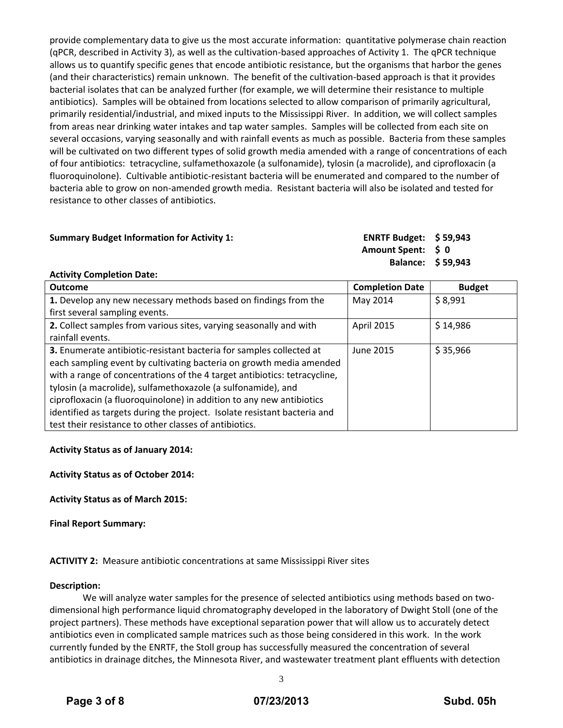provide complementary data to give us the most accurate information: quantitative polymerase chain reaction (qPCR, described in Activity 3), as well as the cultivation-based approaches of Activity 1. The qPCR technique allows us to quantify specific genes that encode antibiotic resistance, but the organisms that harbor the genes (and their characteristics) remain unknown. The benefit of the cultivation-based approach is that it provides bacterial isolates that can be analyzed further (for example, we will determine their resistance to multiple antibiotics). Samples will be obtained from locations selected to allow comparison of primarily agricultural, primarily residential/industrial, and mixed inputs to the Mississippi River. In addition, we will collect samples from areas near drinking water intakes and tap water samples. Samples will be collected from each site on several occasions, varying seasonally and with rainfall events as much as possible. Bacteria from these samples will be cultivated on two different types of solid growth media amended with a range of concentrations of each of four antibiotics: tetracycline, sulfamethoxazole (a sulfonamide), tylosin (a macrolide), and ciprofloxacin (a fluoroquinolone). Cultivable antibiotic-resistant bacteria will be enumerated and compared to the number of bacteria able to grow on non-amended growth media. Resistant bacteria will also be isolated and tested for resistance to other classes of antibiotics.

**Summary Budget Information for Activity 1:**

**ENRTF Budget: $ 59,943**
**Amount Spent: $ 0**
**Balance: $ 59,943**

**Activity Completion Date:**

| Outcome | Completion Date | Budget |
|---|---|---|
| **1.** Develop any new necessary methods based on findings from the first several sampling events. | May 2014 | $ 8,991 |
| **2.** Collect samples from various sites, varying seasonally and with rainfall events. | April 2015 | $ 14,986 |
| **3.** Enumerate antibiotic-resistant bacteria for samples collected at each sampling event by cultivating bacteria on growth media amended with a range of concentrations of the 4 target antibiotics: tetracycline, tylosin (a macrolide), sulfamethoxazole (a sulfonamide), and ciprofloxacin (a fluoroquinolone) in addition to any new antibiotics identified as targets during the project. Isolate resistant bacteria and test their resistance to other classes of antibiotics. | June 2015 | $ 35,966 |

**Activity Status as of January 2014:**

**Activity Status as of October 2014:**

**Activity Status as of March 2015:**

**Final Report Summary:**

**ACTIVITY 2:** Measure antibiotic concentrations at same Mississippi River sites

**Description:**

We will analyze water samples for the presence of selected antibiotics using methods based on two-dimensional high performance liquid chromatography developed in the laboratory of Dwight Stoll (one of the project partners). These methods have exceptional separation power that will allow us to accurately detect antibiotics even in complicated sample matrices such as those being considered in this work. In the work currently funded by the ENRTF, the Stoll group has successfully measured the concentration of several antibiotics in drainage ditches, the Minnesota River, and wastewater treatment plant effluents with detection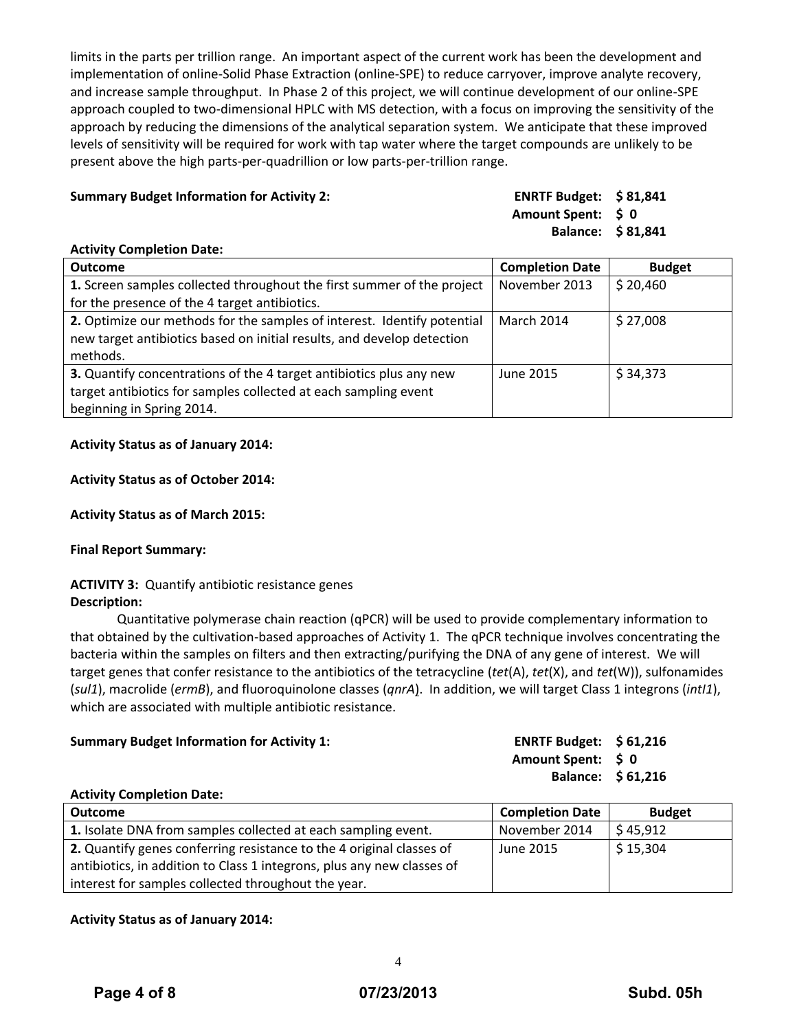limits in the parts per trillion range. An important aspect of the current work has been the development and implementation of online-Solid Phase Extraction (online-SPE) to reduce carryover, improve analyte recovery, and increase sample throughput. In Phase 2 of this project, we will continue development of our online-SPE approach coupled to two-dimensional HPLC with MS detection, with a focus on improving the sensitivity of the approach by reducing the dimensions of the analytical separation system. We anticipate that these improved levels of sensitivity will be required for work with tap water where the target compounds are unlikely to be present above the high parts-per-quadrillion or low parts-per-trillion range.

**Summary Budget Information for Activity 2:**

**ENRTF Budget: $ 81,841**
**Amount Spent: $ 0**
**Balance: $ 81,841**

**Activity Completion Date:**

| Outcome | Completion Date | Budget |
|---|---|---|
| **1.** Screen samples collected throughout the first summer of the project for the presence of the 4 target antibiotics. | November 2013 | $ 20,460 |
| **2.** Optimize our methods for the samples of interest. Identify potential new target antibiotics based on initial results, and develop detection methods. | March 2014 | $ 27,008 |
| **3.** Quantify concentrations of the 4 target antibiotics plus any new target antibiotics for samples collected at each sampling event beginning in Spring 2014. | June 2015 | $ 34,373 |

**Activity Status as of January 2014:**

**Activity Status as of October 2014:**

**Activity Status as of March 2015:**

**Final Report Summary:**

**ACTIVITY 3:** Quantify antibiotic resistance genes
**Description:**

Quantitative polymerase chain reaction (qPCR) will be used to provide complementary information to that obtained by the cultivation-based approaches of Activity 1. The qPCR technique involves concentrating the bacteria within the samples on filters and then extracting/purifying the DNA of any gene of interest. We will target genes that confer resistance to the antibiotics of the tetracycline (*tet*(A), *tet*(X), and *tet*(W)), sulfonamides (*sul1*), macrolide (*ermB*), and fluoroquinolone classes (*qnrA*). In addition, we will target Class 1 integrons (*intI1*), which are associated with multiple antibiotic resistance.

**Summary Budget Information for Activity 1:**

**ENRTF Budget: $ 61,216**
**Amount Spent: $ 0**
**Balance: $ 61,216**

**Activity Completion Date:**

| Outcome | Completion Date | Budget |
|---|---|---|
| **1.** Isolate DNA from samples collected at each sampling event. | November 2014 | $ 45,912 |
| **2.** Quantify genes conferring resistance to the 4 original classes of antibiotics, in addition to Class 1 integrons, plus any new classes of interest for samples collected throughout the year. | June 2015 | $ 15,304 |

**Activity Status as of January 2014:**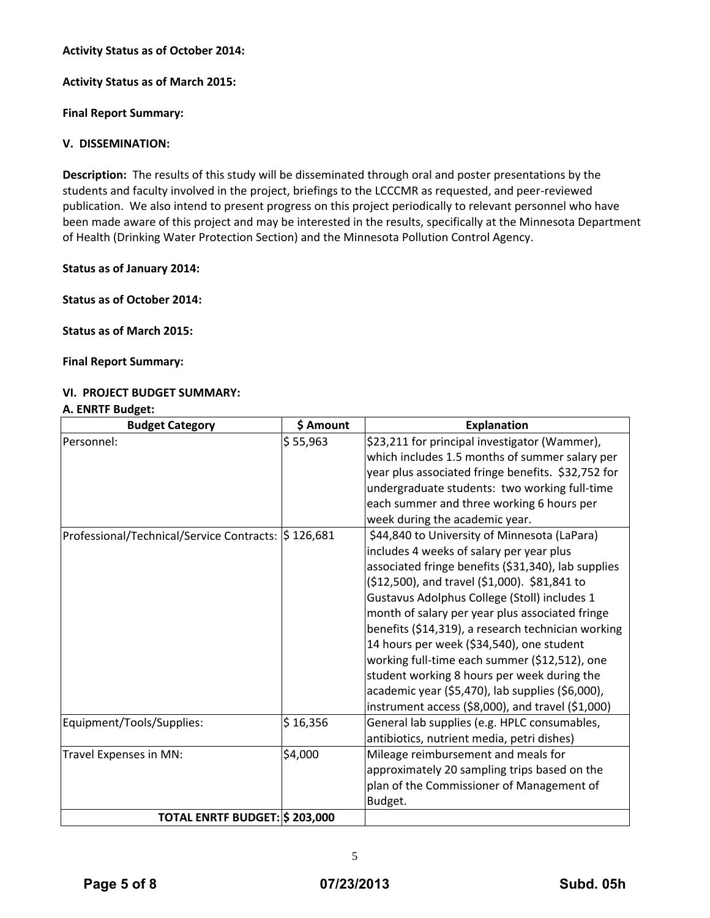**Activity Status as of October 2014:**

**Activity Status as of March 2015:**

**Final Report Summary:**

**V. DISSEMINATION:**

**Description:** The results of this study will be disseminated through oral and poster presentations by the students and faculty involved in the project, briefings to the LCCCMR as requested, and peer-reviewed publication. We also intend to present progress on this project periodically to relevant personnel who have been made aware of this project and may be interested in the results, specifically at the Minnesota Department of Health (Drinking Water Protection Section) and the Minnesota Pollution Control Agency.

**Status as of January 2014:**

**Status as of October 2014:**

**Status as of March 2015:**

**Final Report Summary:**

**VI. PROJECT BUDGET SUMMARY:**

**A. ENRTF Budget:**

| Budget Category | $ Amount | Explanation |
|---|---|---|
| Personnel: | $ 55,963 | $23,211 for principal investigator (Wammer), which includes 1.5 months of summer salary per year plus associated fringe benefits. $32,752 for undergraduate students: two working full-time each summer and three working 6 hours per week during the academic year. |
| Professional/Technical/Service Contracts: | $ 126,681 | $44,840 to University of Minnesota (LaPara) includes 4 weeks of salary per year plus associated fringe benefits ($31,340), lab supplies ($12,500), and travel ($1,000). $81,841 to Gustavus Adolphus College (Stoll) includes 1 month of salary per year plus associated fringe benefits ($14,319), a research technician working 14 hours per week ($34,540), one student working full-time each summer ($12,512), one student working 8 hours per week during the academic year ($5,470), lab supplies ($6,000), instrument access ($8,000), and travel ($1,000) |
| Equipment/Tools/Supplies: | $ 16,356 | General lab supplies (e.g. HPLC consumables, antibiotics, nutrient media, petri dishes) |
| Travel Expenses in MN: | $4,000 | Mileage reimbursement and meals for approximately 20 sampling trips based on the plan of the Commissioner of Management of Budget. |
| **TOTAL ENRTF BUDGET:** | **$ 203,000** | |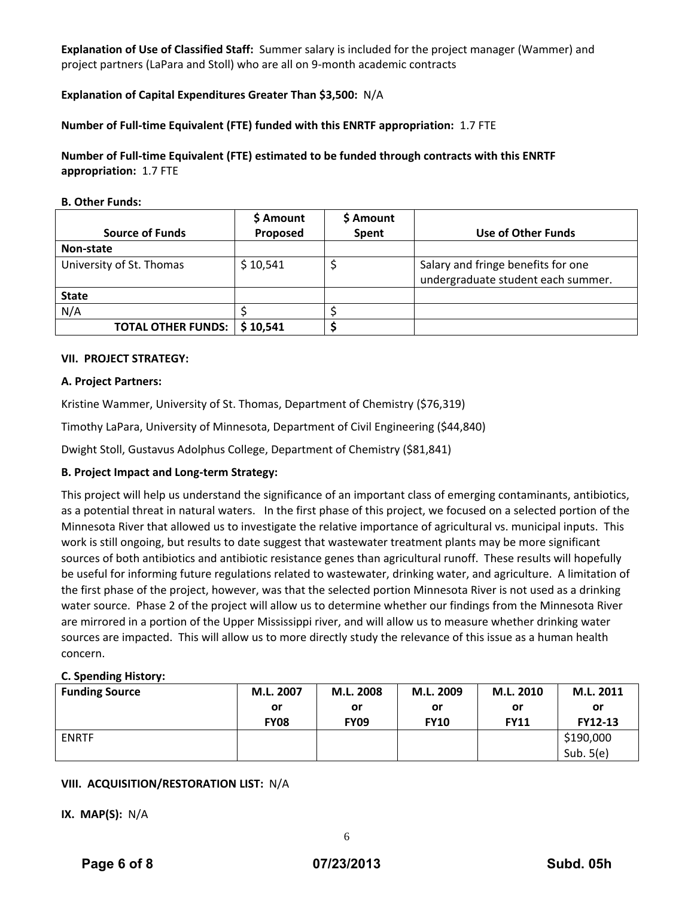**Explanation of Use of Classified Staff:** Summer salary is included for the project manager (Wammer) and project partners (LaPara and Stoll) who are all on 9-month academic contracts

**Explanation of Capital Expenditures Greater Than $3,500:** N/A

**Number of Full-time Equivalent (FTE) funded with this ENRTF appropriation:** 1.7 FTE

**Number of Full-time Equivalent (FTE) estimated to be funded through contracts with this ENRTF appropriation:** 1.7 FTE

**B. Other Funds:**

| Source of Funds | $ Amount Proposed | $ Amount Spent | Use of Other Funds |
|---|---|---|---|
| **Non-state** | | | |
| University of St. Thomas | $ 10,541 | $ | Salary and fringe benefits for one undergraduate student each summer. |
| **State** | | | |
| N/A | $ | $ | |
| **TOTAL OTHER FUNDS:** | **$ 10,541** | **$** | |

### VII. PROJECT STRATEGY:

**A. Project Partners:**

Kristine Wammer, University of St. Thomas, Department of Chemistry ($76,319)

Timothy LaPara, University of Minnesota, Department of Civil Engineering ($44,840)

Dwight Stoll, Gustavus Adolphus College, Department of Chemistry ($81,841)

**B. Project Impact and Long-term Strategy:**

This project will help us understand the significance of an important class of emerging contaminants, antibiotics, as a potential threat in natural waters. In the first phase of this project, we focused on a selected portion of the Minnesota River that allowed us to investigate the relative importance of agricultural vs. municipal inputs. This work is still ongoing, but results to date suggest that wastewater treatment plants may be more significant sources of both antibiotics and antibiotic resistance genes than agricultural runoff. These results will hopefully be useful for informing future regulations related to wastewater, drinking water, and agriculture. A limitation of the first phase of the project, however, was that the selected portion Minnesota River is not used as a drinking water source. Phase 2 of the project will allow us to determine whether our findings from the Minnesota River are mirrored in a portion of the Upper Mississippi river, and will allow us to measure whether drinking water sources are impacted. This will allow us to more directly study the relevance of this issue as a human health concern.

**C. Spending History:**

| Funding Source | M.L. 2007 or FY08 | M.L. 2008 or FY09 | M.L. 2009 or FY10 | M.L. 2010 or FY11 | M.L. 2011 or FY12-13 |
|---|---|---|---|---|---|
| ENRTF | | | | | $190,000 Sub. 5(e) |

### VIII. ACQUISITION/RESTORATION LIST: N/A

### IX. MAP(S): N/A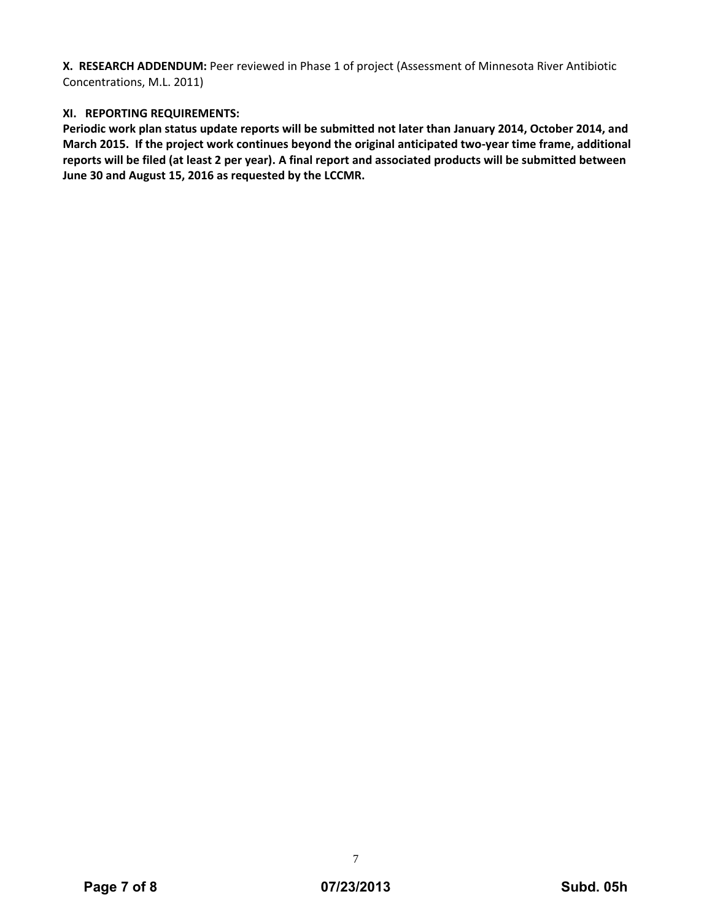**X. RESEARCH ADDENDUM:** Peer reviewed in Phase 1 of project (Assessment of Minnesota River Antibiotic Concentrations, M.L. 2011)

**XI. REPORTING REQUIREMENTS:**

**Periodic work plan status update reports will be submitted not later than January 2014, October 2014, and March 2015. If the project work continues beyond the original anticipated two-year time frame, additional reports will be filed (at least 2 per year). A final report and associated products will be submitted between June 30 and August 15, 2016 as requested by the LCCMR.**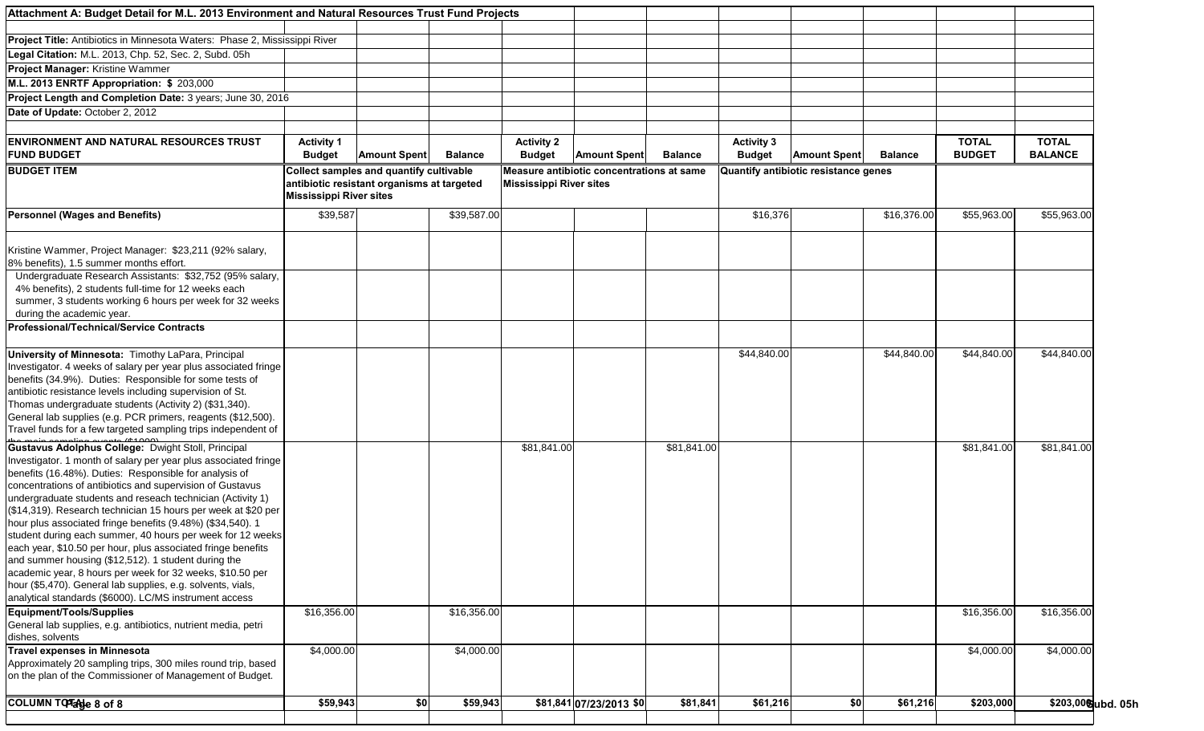**Attachment A: Budget Detail for M.L. 2013 Environment and Natural Resources Trust Fund Projects**

**Project Title:** Antibiotics in Minnesota Waters: Phase 2, Mississippi River
**Legal Citation:** M.L. 2013, Chp. 52, Sec. 2, Subd. 05h
**Project Manager:** Kristine Wammer
**M.L. 2013 ENRTF Appropriation: $** 203,000
**Project Length and Completion Date:** 3 years; June 30, 2016
**Date of Update:** October 2, 2012

| ENVIRONMENT AND NATURAL RESOURCES TRUST FUND BUDGET | Activity 1 Budget | Amount Spent | Balance | Activity 2 Budget | Amount Spent | Balance | Activity 3 Budget | Amount Spent | Balance | TOTAL BUDGET | TOTAL BALANCE |
|---|---|---|---|---|---|---|---|---|---|---|---|
| **BUDGET ITEM** | **Collect samples and quantify cultivable antibiotic resistant organisms at targeted Mississippi River sites** | | | **Measure antibiotic concentrations at same Mississippi River sites** | | | **Quantify antibiotic resistance genes** | | | | |
| **Personnel (Wages and Benefits)** | $39,587 | | $39,587.00 | | | | $16,376 | | $16,376.00 | $55,963.00 | $55,963.00 |
| Kristine Wammer, Project Manager: $23,211 (92% salary, 8% benefits), 1.5 summer months effort. | | | | | | | | | | | |
| Undergraduate Research Assistants: $32,752 (95% salary, 4% benefits), 2 students full-time for 12 weeks each summer, 3 students working 6 hours per week for 32 weeks during the academic year. | | | | | | | | | | | |
| **Professional/Technical/Service Contracts** | | | | | | | | | | | |
| **University of Minnesota:** Timothy LaPara, Principal Investigator. 4 weeks of salary per year plus associated fringe benefits (34.9%). Duties: Responsible for some tests of antibiotic resistance levels including supervision of St. Thomas undergraduate students (Activity 2) ($31,340). General lab supplies (e.g. PCR primers, reagents ($12,500). Travel funds for a few targeted sampling trips independent of the main sampling events ($1000) | | | | | | | $44,840.00 | | $44,840.00 | $44,840.00 | $44,840.00 |
| **Gustavus Adolphus College:** Dwight Stoll, Principal Investigator. 1 month of salary per year plus associated fringe benefits (16.48%). Duties: Responsible for analysis of concentrations of antibiotics and supervision of Gustavus undergraduate students and reseach technician (Activity 1) ($14,319). Research technician 15 hours per week at $20 per hour plus associated fringe benefits (9.48%) ($34,540). 1 student during each summer, 40 hours per week for 12 weeks each year, $10.50 per hour, plus associated fringe benefits and summer housing ($12,512). 1 student during the academic year, 8 hours per week for 32 weeks, $10.50 per hour ($5,470). General lab supplies, e.g. solvents, vials, analytical standards ($6000). LC/MS instrument access | | | | $81,841.00 | | $81,841.00 | | | | $81,841.00 | $81,841.00 |
| **Equipment/Tools/Supplies** General lab supplies, e.g. antibiotics, nutrient media, petri dishes, solvents | $16,356.00 | | $16,356.00 | | | | | | | $16,356.00 | $16,356.00 |
| **Travel expenses in Minnesota** Approximately 20 sampling trips, 300 miles round trip, based on the plan of the Commissioner of Management of Budget. | $4,000.00 | | $4,000.00 | | | | | | | $4,000.00 | $4,000.00 |
| **COLUMN TOTAL** | **$59,943** | **$0** | **$59,943** | **$81,841** | **$0** | **$81,841** | **$61,216** | **$0** | **$61,216** | **$203,000** | **$203,000** |